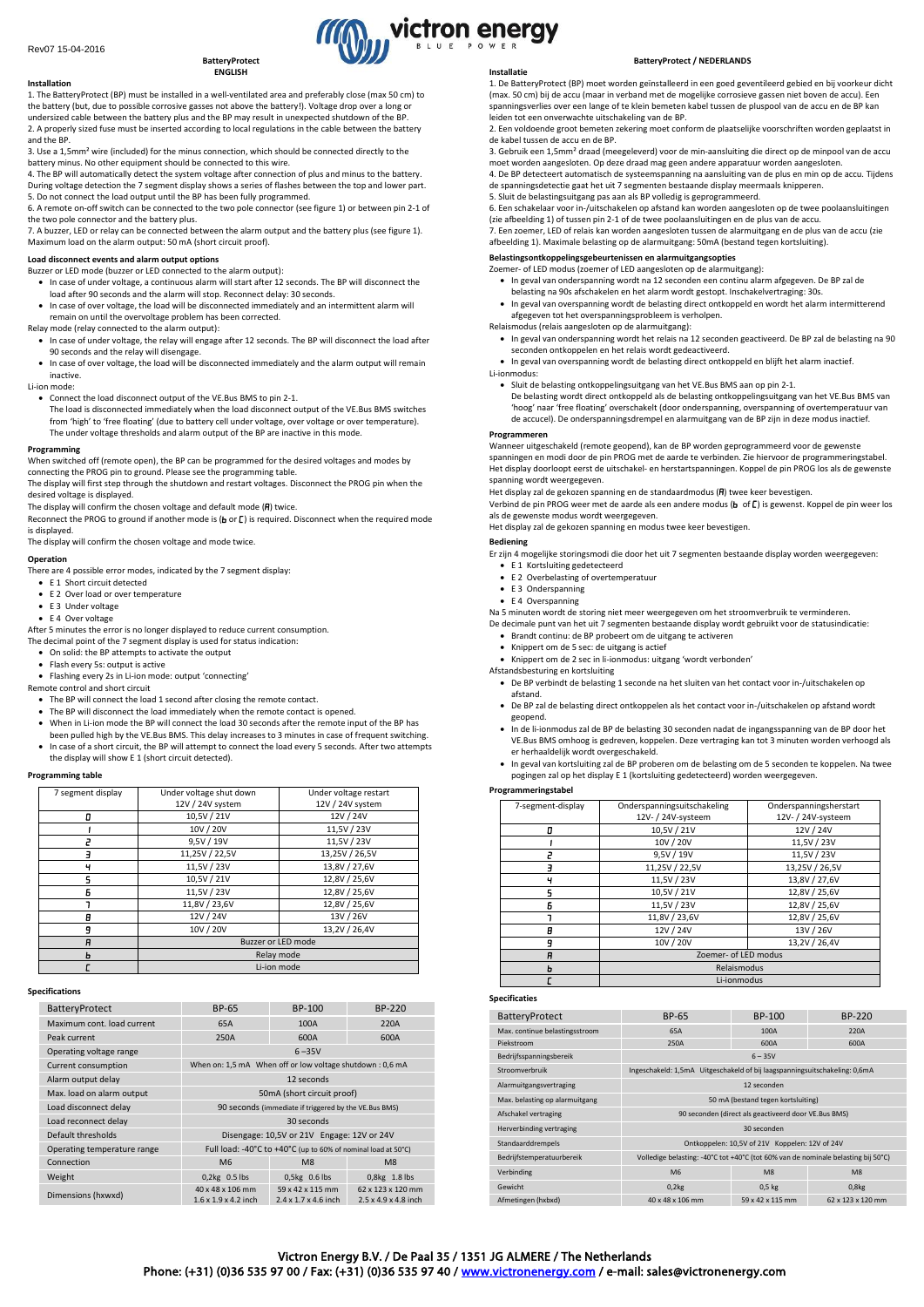Rev07 15-04-2016

# BatteryProtect ENGLISH

### Installation

1. The BatteryProtect (BP) must be installed in a well-ventilated area and preferably close (max 50 cm) to the battery (but, due to possible corrosive gasses not above the battery!). Voltage drop over a long or undersized cable between the battery plus and the BP may result in unexpected shutdown of the BP.
2. A properly sized fuse must be inserted according to local regulations in the cable between the battery and the BP.
3. Use a 1,5mm² wire (included) for the minus connection, which should be connected directly to the battery minus. No other equipment should be connected to this wire.
4. The BP will automatically detect the system voltage after connection of plus and minus to the battery. During voltage detection the 7 segment display shows a series of flashes between the top and lower part.
5. Do not connect the load output until the BP has been fully programmed.
6. A remote on-off switch can be connected to the two pole connector (see figure 1) or between pin 2-1 of the two pole connector and the battery plus.
7. A buzzer, LED or relay can be connected between the alarm output and the battery plus (see figure 1). Maximum load on the alarm output: 50 mA (short circuit proof).

### Load disconnect events and alarm output options

Buzzer or LED mode (buzzer or LED connected to the alarm output):

- In case of under voltage, a continuous alarm will start after 12 seconds. The BP will disconnect the load after 90 seconds and the alarm will stop. Reconnect delay: 30 seconds.
- In case of over voltage, the load will be disconnected immediately and an intermittent alarm will remain on until the overvoltage problem has been corrected.

Relay mode (relay connected to the alarm output):

- In case of under voltage, the relay will engage after 12 seconds. The BP will disconnect the load after 90 seconds and the relay will disengage.
- In case of over voltage, the load will be disconnected immediately and the alarm output will remain inactive.

Li-ion mode:

- Connect the load disconnect output of the VE.Bus BMS to pin 2-1.
  The load is disconnected immediately when the load disconnect output of the VE.Bus BMS switches from 'high' to 'free floating' (due to battery cell under voltage, over voltage or over temperature). The under voltage thresholds and alarm output of the BP are inactive in this mode.

### Programming

When switched off (remote open), the BP can be programmed for the desired voltages and modes by connecting the PROG pin to ground. Please see the programming table.
The display will first step through the shutdown and restart voltages. Disconnect the PROG pin when the desired voltage is displayed.
The display will confirm the chosen voltage and default mode (A) twice.
Reconnect the PROG to ground if another mode is (b or C) is required. Disconnect when the required mode is displayed.
The display will confirm the chosen voltage and mode twice.

### Operation

There are 4 possible error modes, indicated by the 7 segment display:

- E 1 Short circuit detected
- E 2 Over load or over temperature
- E 3 Under voltage
- E 4 Over voltage

After 5 minutes the error is no longer displayed to reduce current consumption.
The decimal point of the 7 segment display is used for status indication:

- On solid: the BP attempts to activate the output
- Flash every 5s: output is active
- Flashing every 2s in Li-ion mode: output 'connecting'

Remote control and short circuit

- The BP will connect the load 1 second after closing the remote contact.
- The BP will disconnect the load immediately when the remote contact is opened.
- When in Li-ion mode the BP will connect the load 30 seconds after the remote input of the BP has been pulled high by the VE.Bus BMS. This delay increases to 3 minutes in case of frequent switching.
- In case of a short circuit, the BP will attempt to connect the load every 5 seconds. After two attempts the display will show E 1 (short circuit detected).

### Programming table

| 7 segment display | Under voltage shut down 12V / 24V system | Under voltage restart 12V / 24V system |
|---|---|---|
| 0 | 10,5V / 21V | 12V / 24V |
| 1 | 10V / 20V | 11,5V / 23V |
| 2 | 9,5V / 19V | 11,5V / 23V |
| 3 | 11,25V / 22,5V | 13,25V / 26,5V |
| 4 | 11,5V / 23V | 13,8V / 27,6V |
| 5 | 10,5V / 21V | 12,8V / 25,6V |
| 6 | 11,5V / 23V | 12,8V / 25,6V |
| 7 | 11,8V / 23,6V | 12,8V / 25,6V |
| 8 | 12V / 24V | 13V / 26V |
| 9 | 10V / 20V | 13,2V / 26,4V |
| A | Buzzer or LED mode | |
| b | Relay mode | |
| C | Li-ion mode | |

### Specifications

| BatteryProtect | BP-65 | BP-100 | BP-220 |
|---|---|---|---|
| Maximum cont. load current | 65A | 100A | 220A |
| Peak current | 250A | 600A | 600A |
| Operating voltage range | 6 – 35V | | |
| Current consumption | When on: 1,5 mA When off or low voltage shutdown : 0,6 mA | | |
| Alarm output delay | 12 seconds | | |
| Max. load on alarm output | 50mA (short circuit proof) | | |
| Load disconnect delay | 90 seconds (immediate if triggered by the VE.Bus BMS) | | |
| Load reconnect delay | 30 seconds | | |
| Default thresholds | Disengage: 10,5V or 21V Engage: 12V or 24V | | |
| Operating temperature range | Full load: -40°C to +40°C (up to 60% of nominal load at 50°C) | | |
| Connection | M6 | M8 | M8 |
| Weight | 0,2kg 0.5 lbs | 0,5kg 0.6 lbs | 0,8kg 1.8 lbs |
| Dimensions (hxwxd) | 40 x 48 x 106 mm 1.6 x 1.9 x 4.2 inch | 59 x 42 x 115 mm 2.4 x 1.7 x 4.6 inch | 62 x 123 x 120 mm 2.5 x 4.9 x 4.8 inch |

# BatteryProtect / NEDERLANDS

### Installatie

1. De BatteryProtect (BP) moet worden geïnstalleerd in een goed geventileerd gebied en bij voorkeur dicht (max. 50 cm) bij de accu (maar in verband met de mogelijke corrosieve gassen niet boven de accu). Een spanningsverlies over een lange of te klein bemeten kabel tussen de pluspool van de accu en de BP kan leiden tot een onverwachte uitschakeling van de BP.
2. Een voldoende groot bemeten zekering moet conform de plaatselijke voorschriften worden geplaatst in de kabel tussen de accu en de BP.
3. Gebruik een 1,5mm² draad (meegeleverd) voor de min-aansluiting die direct op de minpool van de accu moet worden aangesloten. Op deze draad mag geen andere apparatuur worden aangesloten.
4. De BP detecteert automatisch de systeemspanning na aansluiting van de plus en min op de accu. Tijdens de spanningsdetectie gaat het uit 7 segmenten bestaande display meermaals knipperen.
5. Sluit de belastingsuitgang pas aan als BP volledig is geprogrammeerd.
6. Een schakelaar voor in-/uitschakelen op afstand kan worden aangesloten op de twee poolaansluitingen (zie afbeelding 1) of tussen pin 2-1 of de twee poolaansluitingen en de plus van de accu.
7. Een zoemer, LED of relais kan worden aangesloten tussen de alarmuitgang en de plus van de accu (zie afbeelding 1). Maximale belasting op de alarmuitgang: 50mA (bestand tegen kortsluiting).

### Belastingsontkoppelingsgebeurtenissen en alarmuitgangsopties

Zoemer- of LED modus (zoemer of LED aangesloten op de alarmuitgang):

- In geval van onderspanning wordt na 12 seconden een continu alarm afgegeven. De BP zal de belasting na 90s afschakelen en het alarm wordt gestopt. Inschakelvertraging: 30s.
- In geval van overspanning wordt de belasting direct ontkoppeld en wordt het alarm intermitterend afgegeven tot het overspanningsprobleem is verholpen.

Relaismodus (relais aangesloten op de alarmuitgang):

- In geval van onderspanning wordt het relais na 12 seconden geactiveerd. De BP zal de belasting na 90 seconden ontkoppelen en het relais wordt gedeactiveerd.
- In geval van overspanning wordt de belasting direct ontkoppeld en blijft het alarm inactief.

Li-ionmodus:

- Sluit de belasting ontkoppelingsuitgang van het VE.Bus BMS aan op pin 2-1.
  De belasting wordt direct ontkoppeld als de belasting ontkoppelingsuitgang van het VE.Bus BMS van 'hoog' naar 'free floating' overschakelt (door onderspanning, overspanning of overtemperatuur van de accucel). De onderspanningsdrempel en alarmuitgang van de BP zijn in deze modus inactief.

### Programmeren

Wanneer uitgeschakeld (remote geopend), kan de BP worden geprogrammeerd voor de gewenste spanningen en modi door de pin PROG met de aarde te verbinden. Zie hiervoor de programmeringstabel.
Het display doorloopt eerst de uitschakel- en herstartspanningen. Koppel de pin PROG los als de gewenste spanning wordt weergegeven.
Het display zal de gekozen spanning en de standaardmodus (A) twee keer bevestigen.
Verbind de pin PROG weer met de aarde als een andere modus (b of C) is gewenst. Koppel de pin weer los als de gewenste modus wordt weergegeven.
Het display zal de gekozen spanning en modus twee keer bevestigen.

### Bediening

Er zijn 4 mogelijke storingsmodi die door het uit 7 segmenten bestaande display worden weergegeven:

- E 1 Kortsluiting gedetecteerd
- E 2 Overbelasting of overtemperatuur
- E 3 Onderspanning
- E 4 Overspanning

Na 5 minuten wordt de storing niet meer weergegeven om het stroomverbruik te verminderen.
De decimale punt van het uit 7 segmenten bestaande display wordt gebruikt voor de statusindicatie:

- Brandt continu: de BP probeert om de uitgang te activeren
- Knippert om de 5 sec: de uitgang is actief
- Knippert om de 2 sec in li-ionmodus: uitgang 'wordt verbonden'

Afstandsbesturing en kortsluiting

- De BP verbindt de belasting 1 seconde na het sluiten van het contact voor in-/uitschakelen op afstand.
- De BP zal de belasting direct ontkoppelen als het contact voor in-/uitschakelen op afstand wordt geopend.
- In de li-ionmodus zal de BP de belasting 30 seconden nadat de ingangsspanning van de BP door het VE.Bus BMS omhoog is gedreven, koppelen. Deze vertraging kan tot 3 minuten worden verhoogd als er herhaaldelijk wordt overgeschakeld.
- In geval van kortsluiting zal de BP proberen om de belasting om de 5 seconden te koppelen. Na twee pogingen zal op het display E 1 (kortsluiting gedetecteerd) worden weergegeven.

### Programmeringstabel

| 7-segment-display | Onderspanningsuitschakeling 12V- / 24V-systeem | Onderspanningsherstart 12V- / 24V-systeem |
|---|---|---|
| 0 | 10,5V / 21V | 12V / 24V |
| 1 | 10V / 20V | 11,5V / 23V |
| 2 | 9,5V / 19V | 11,5V / 23V |
| 3 | 11,25V / 22,5V | 13,25V / 26,5V |
| 4 | 11,5V / 23V | 13,8V / 27,6V |
| 5 | 10,5V / 21V | 12,8V / 25,6V |
| 6 | 11,5V / 23V | 12,8V / 25,6V |
| 7 | 11,8V / 23,6V | 12,8V / 25,6V |
| 8 | 12V / 24V | 13V / 26V |
| 9 | 10V / 20V | 13,2V / 26,4V |
| A | Zoemer- of LED modus | |
| b | Relaismodus | |
| C | Li-ionmodus | |

### Specificaties

| BatteryProtect | BP-65 | BP-100 | BP-220 |
|---|---|---|---|
| Max. continue belastingsstroom | 65A | 100A | 220A |
| Piekstroom | 250A | 600A | 600A |
| Bedrijfsspanningsbereik | 6 ~ 35V | | |
| Stroomverbruik | Ingeschakeld: 1,5mA Uitgeschakeld of bij laagspanningsuitschakeling: 0,6mA | | |
| Alarmuitgangsvertraging | 12 seconden | | |
| Max. belasting op alarmuitgang | 50 mA (bestand tegen kortsluiting) | | |
| Afschakel vertraging | 90 seconden (direct als geactiveerd door VE.Bus BMS) | | |
| Herverbinding vertraging | 30 seconden | | |
| Standaarddrempels | Ontkoppelen: 10,5V of 21V Koppelen: 12V of 24V | | |
| Bedrijfstemperatuurbereik | Volledige belasting: -40°C tot +40°C (tot 60% van de nominale belasting bij 50°C) | | |
| Verbinding | M6 | M8 | M8 |
| Gewicht | 0,2kg | 0,5 kg | 0,8kg |
| Afmetingen (hxbxd) | 40 x 48 x 106 mm | 59 x 42 x 115 mm | 62 x 123 x 120 mm |

Victron Energy B.V. / De Paal 35 / 1351 JG ALMERE / The Netherlands
Phone: (+31) (0)36 535 97 00 / Fax: (+31) (0)36 535 97 40 / www.victronenergy.com / e-mail: sales@victronenergy.com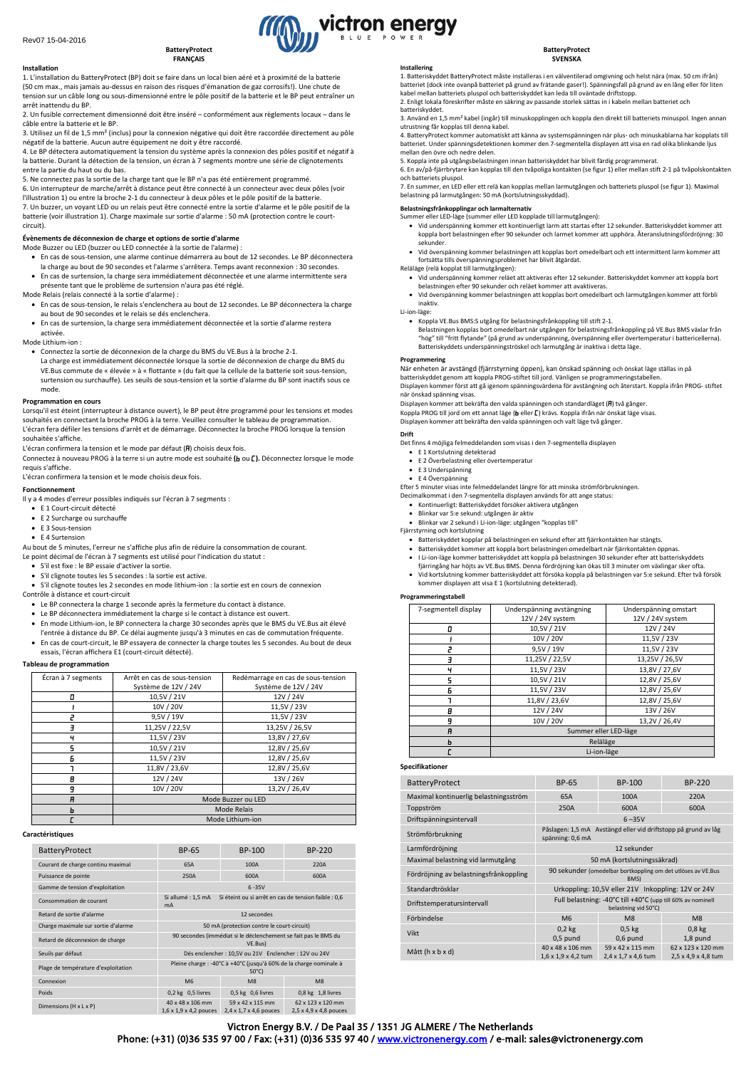## BatteryProtect
## FRANÇAIS

### Installation

1. L'installation du BatteryProtect (BP) doit se faire dans un local bien aéré et à proximité de la batterie (50 cm max., mais jamais au-dessus en raison des risques d'émanation de gaz corrosifs!). Une chute de tension sur un câble long ou sous-dimensionné entre le pôle positif de la batterie et le BP peut entraîner un arrêt inattendu du BP.
2. Un fusible correctement dimensionné doit être inséré – conformément aux règlements locaux – dans le câble entre la batterie et le BP.
3. Utilisez un fil de 1,5 mm² (inclus) pour la connexion négative qui doit être raccordée directement au pôle négatif de la batterie. Aucun autre équipement ne doit y être raccordé.
4. Le BP détectera automatiquement la tension du système après la connexion des pôles positif et négatif à la batterie. Durant la détection de la tension, un écran à 7 segments montre une série de clignotements entre la partie du haut ou du bas.
5. Ne connectez pas la sortie de la charge tant que le BP n'a pas été entièrement programmé.
6. Un interrupteur de marche/arrêt à distance peut être connecté à un connecteur avec deux pôles (voir l'illustration 1) ou entre la broche 2-1 du connecteur à deux pôles et le pôle positif de la batterie.
7. Un buzzer, un voyant LED ou un relais peut être connecté entre la sortie d'alarme et le pôle positif de la batterie (voir illustration 1). Charge maximale sur sortie d'alarme : 50 mA (protection contre le court-circuit).

### Évènements de déconnexion de charge et options de sortie d'alarme

Mode Buzzer ou LED (buzzer ou LED connectée à la sortie de l'alarme) :

- En cas de sous-tension, une alarme continue démarrera au bout de 12 secondes. Le BP déconnectera la charge au bout de 90 secondes et l'alarme s'arrêtera. Temps avant reconnexion : 30 secondes.
- En cas de surtension, la charge sera immédiatement déconnectée et une alarme intermittente sera présente tant que le problème de surtension n'aura pas été réglé.

Mode Relais (relais connecté à la sortie d'alarme) :

- En cas de sous-tension, le relais s'enclenchera au bout de 12 secondes. Le BP déconnectera la charge au bout de 90 secondes et le relais se dés enclenchera.
- En cas de surtension, la charge sera immédiatement déconnectée et la sortie d'alarme restera activée.

Mode Lithium-ion :

- Connectez la sortie de déconnexion de la charge du BMS du VE.Bus à la broche 2-1.
  La charge est immédiatement déconnectée lorsque la sortie de déconnexion de la charge du BMS du VE.Bus commute de « élevée » à « flottante » (du fait que la cellule de la batterie soit sous-tension, surtension ou surchauffe). Les seuils de sous-tension et la sortie d'alarme du BP sont inactifs dans ce mode.

### Programmation en cours

Lorsqu'il est éteint (interrupteur à distance ouvert), le BP peut être programmé pour les tensions et modes souhaités en connectant la broche PROG à la terre. Veuillez consulter le tableau de programmation. L'écran fera défiler les tensions d'arrêt et de démarrage. Déconnectez la broche PROG lorsque la tension souhaitée s'affiche.

L'écran confirmera la tension et le mode par défaut (A) choisis deux fois.

Connectez à nouveau PROG à la terre si un autre mode est souhaité (b ou C). Déconnectez lorsque le mode requis s'affiche.

L'écran confirmera la tension et le mode choisis deux fois.

### Fonctionnement

Il y a 4 modes d'erreur possibles indiqués sur l'écran à 7 segments :

- E 1 Court-circuit détecté
- E 2 Surcharge ou surchauffe
- E 3 Sous-tension
- E 4 Surtension

Au bout de 5 minutes, l'erreur ne s'affiche plus afin de réduire la consommation de courant.
Le point décimal de l'écran à 7 segments est utilisé pour l'indication du statut :

- S'il est fixe : le BP essaie d'activer la sortie.
- S'il clignote toutes les 5 secondes : la sortie est active.
- S'il clignote toutes les 2 secondes en mode lithium-ion : la sortie est en cours de connexion

Contrôle à distance et court-circuit

- Le BP connectera la charge 1 seconde après la fermeture du contact à distance.
- Le BP déconnectera immédiatement la charge si le contact à distance est ouvert.
- En mode Lithium-ion, le BP connectera la charge 30 secondes après que le BMS du VE.Bus ait élevé l'entrée à distance du BP. Ce délai augmente jusqu'à 3 minutes en cas de commutation fréquente.
- En cas de court-circuit, le BP essayera de connecter la charge toutes les 5 secondes. Au bout de deux essais, l'écran affichera E1 (court-circuit détecté).

### Tableau de programmation

| Écran à 7 segments | Arrêt en cas de sous-tension Système de 12V / 24V | Redémarrage en cas de sous-tension Système de 12V / 24V |
|---|---|---|
| 0 | 10,5V / 21V | 12V / 24V |
| 1 | 10V / 20V | 11,5V / 23V |
| 2 | 9,5V / 19V | 11,5V / 23V |
| 3 | 11,25V / 22,5V | 13,25V / 26,5V |
| 4 | 11,5V / 23V | 13,8V / 27,6V |
| 5 | 10,5V / 21V | 12,8V / 25,6V |
| 6 | 11,5V / 23V | 12,8V / 25,6V |
| 7 | 11,8V / 23,6V | 12,8V / 25,6V |
| 8 | 12V / 24V | 13V / 26V |
| 9 | 10V / 20V | 13,2V / 26,4V |
| A | Mode Buzzer ou LED | |
| b | Mode Relais | |
| C | Mode Lithium-ion | |

### Caractéristiques

| BatteryProtect | BP-65 | BP-100 | BP-220 |
|---|---|---|---|
| Courant de charge continu maximal | 65A | 100A | 220A |
| Puissance de pointe | 250A | 600A | 600A |
| Gamme de tension d'exploitation | 6 -35V | | |
| Consommation de courant | Si allumé : 1,5 mA Si éteint ou si arrêt en cas de tension faible : 0,6 mA | | |
| Retard de sortie d'alarme | 12 secondes | | |
| Charge maximale sur sortie d'alarme | 50 mA (protection contre le court-circuit) | | |
| Retard de déconnexion de charge | 90 secondes (immédiat si le déclenchement se fait pas le BMS du VE.Bus) | | |
| Seuils par défaut | Dés enclencher : 10,5V ou 21V Enclencher : 12V ou 24V | | |
| Plage de température d'exploitation | Pleine charge : -40°C à +40°C (jusqu'à 60% de la charge nominale à 50°C) | | |
| Connexion | M6 | M8 | M8 |
| Poids | 0,2 kg 0,5 livres | 0,5 kg 0,6 livres | 0,8 kg 1,8 livres |
| Dimensions (H x L x P) | 40 x 48 x 106 mm<br>1,6 x 1,9 x 4,2 pouces | 59 x 42 x 115 mm<br>2,4 x 1,7 x 4,6 pouces | 62 x 123 x 120 mm<br>2,5 x 4,9 x 4,8 pouces |

## BatteryProtect
## SVENSKA

### Installering

1. Batteriskyddet BatteryProtect måste installeras i en välventilerad omgivning och helst nära (max. 50 cm ifrån) batteriet (dock inte ovanpå batteriet på grund av frätande gaser!). Spänningsfall på grund av en lång eller för liten kabel mellan batteriets pluspol och batteriskyddet kan leda till oväntade driftstopp.
2. Enligt lokala föreskrifter måste en säkring av passande storlek sättas in i kabeln mellan batteriet och batteriskyddet.
3. Använd en 1,5 mm² kabel (ingår) till minuskopplingen och koppla den direkt till batteriets minuspol. Ingen annan utrustning får kopplas till denna kabel.
4. BatteryProtect kommer automatiskt att känna av systemspänningen när plus- och minuskablarna har kopplats till batteriet. Under spänningsdetektionen kommer den 7-segmentella displayen att visa en rad olika blinkande ljus mellan den övre och nedre delen.
5. Koppla inte på utgångsbelastningen innan batteriskyddet har blivit färdig programmerat.
6. En av/på-fjärrbrytare kan kopplas till den tvåpoliga kontakten (se figur 1) eller mellan stift 2-1 på tvåpolskontakten och batteriets pluspol.
7. En summer, en LED eller ett relä kan kopplas mellan larmutgången och batteriets pluspol (se figur 1). Maximal belastning på larmutgången: 50 mA (kortslutningsskyddad).

### Belastningsfrånkopplingar och larmalternativ

Summer eller LED-läge (summer eller LED kopplade till larmutgången):

- Vid underspänning kommer ett kontinuerligt larm att startas efter 12 sekunder. Batteriskyddet kommer att koppla bort belastningen efter 90 sekunder och larmet kommer att upphöra. Återanslutningsfördröjning: 30 sekunder.
- Vid överspänning kommer belastningen att kopplas bort omedelbart och ett intermittent larm kommer att fortsätta tills överspänningsproblemet har blivit åtgärdat.

Reläläge (relä kopplat till larmutgången):

- Vid underspänning kommer reläet att aktiveras efter 12 sekunder. Batteriskyddet kommer att koppla bort belastningen efter 90 sekunder och reläet kommer att avaktiveras.
- Vid överspänning kommer belastningen att kopplas bort omedelbart och larmutgången kommer att förbli inaktiv.

Li-ion-läge:

- Koppla VE.Bus BMS:S utgång för belastningsfrånkoppling till stift 2-1.
  Belastningen kopplas bort omedelbart när utgången för belastningsfrånkoppling på VE.Bus BMS växlar från "hög" till "fritt flytande" (på grund av underspänning, överspänning eller övertemperatur i battericellerna). Batteriskyddets underspänningströskel och larmutgång är inaktiva i detta läge.

### Programmering

När enheten är avstängd (fjärrstyrning öppen), kan önskad spänning och önskat läge ställas in på batteriskyddet genom att koppla PROG-stiftet till jord. Vänligen se programmeringstabellen.
Displayen kommer först att gå igenom spänningsvärdena för avstängning och återstart. Koppla ifrån PROG- stiftet när önskad spänning visas.

Displayen kommer att bekräfta den valda spänningen och standardläget (A) två gånger.
Koppla PROG till jord om ett annat läge (b eller C) krävs. Koppla ifrån när önskat läge visas.
Displayen kommer att bekräfta den valda spänningen och valt läge två gånger.

### Drift

Det finns 4 möjliga felmeddelanden som visas i den 7-segmentella displayen

- E 1 Kortslutning detekterad
- E 2 Överbelastning eller övertemperatur
- E 3 Underspänning
- E 4 Överspänning

Efter 5 minuter visas inte felmeddelandet längre för att minska strömförbrukningen.
Decimalkommat i den 7-segmentella displayen används för att ange status:

- Kontinuerligt: Batteriskyddet försöker aktivera utgången
- Blinkar var 5:e sekund: utgången är aktiv
- Blinkar var 2 sekund i Li-ion-läge: utgången "kopplas till"

Fjärrstyrning och kortslutning

- Batteriskyddet kopplar på belastningen en sekund efter att fjärrkontakten har stängts.
- Batteriskyddet kommer att koppla bort belastningen omedelbart när fjärrkontakten öppnas.
- I Li-ion-läge kommer batteriskyddet att koppla på belastningen 30 sekunder efter att batteriskyddets fjärringång har höjts av VE.Bus BMS. Denna fördröjning kan ökas till 3 minuter om växlingar sker ofta.
- Vid kortslutning kommer batteriskyddet att försöka koppla på belastningen var 5:e sekund. Efter två försök kommer displayen att visa E 1 (kortslutning detekterad).

### Programmeringstabell

| 7-segmentell display | Underspänning avstängning 12V / 24V system | Underspänning omstart 12V / 24V system |
|---|---|---|
| 0 | 10,5V / 21V | 12V / 24V |
| 1 | 10V / 20V | 11,5V / 23V |
| 2 | 9,5V / 19V | 11,5V / 23V |
| 3 | 11,25V / 22,5V | 13,25V / 26,5V |
| 4 | 11,5V / 23V | 13,8V / 27,6V |
| 5 | 10,5V / 21V | 12,8V / 25,6V |
| 6 | 11,5V / 23V | 12,8V / 25,6V |
| 7 | 11,8V / 23,6V | 12,8V / 25,6V |
| 8 | 12V / 24V | 13V / 26V |
| 9 | 10V / 20V | 13,2V / 26,4V |
| A | Summer eller LED-läge | |
| b | Reläläge | |
| C | Li-ion-läge | |

### Specifikationer

| BatteryProtect | BP-65 | BP-100 | BP-220 |
|---|---|---|---|
| Maximal kontinuerlig belastningsström | 65A | 100A | 220A |
| Toppström | 250A | 600A | 600A |
| Driftspänningsintervall | 6 –35V | | |
| Strömförbrukning | Påslagen: 1,5 mA Avstängd eller vid driftstopp på grund av låg spänning: 0,6 mA | | |
| Larmfördröjning | 12 sekunder | | |
| Maximal belastning vid larmutgång | 50 mA (kortslutningssäkrad) | | |
| Fördröjning av belastningsfrånkoppling | 90 sekunder (omedelbar bortkoppling om det utlöses av VE.Bus BMS) | | |
| Standardtrösklar | Urkoppling: 10,5V eller 21V Inkoppling: 12V or 24V | | |
| Driftstemperaturintervall | Full belastning: -40°C till +40°C (upp till 60% av nominell belastning vid 50°C) | | |
| Förbindelse | M6 | M8 | M8 |
| Vikt | 0,2 kg<br>0,5 pund | 0,5 kg<br>0,6 pund | 0,8 kg<br>1,8 pund |
| Mått (h x b x d) | 40 x 48 x 106 mm<br>1,6 x 1,9 x 4,2 tum | 59 x 42 x 115 mm<br>2,4 x 1,7 x 4,6 tum | 62 x 123 x 120 mm<br>2,5 x 4,9 x 4,8 tum |

Victron Energy B.V. / De Paal 35 / 1351 JG ALMERE / The Netherlands
Phone: (+31) (0)36 535 97 00 / Fax: (+31) (0)36 535 97 40 / www.victronenergy.com / e-mail: sales@victronenergy.com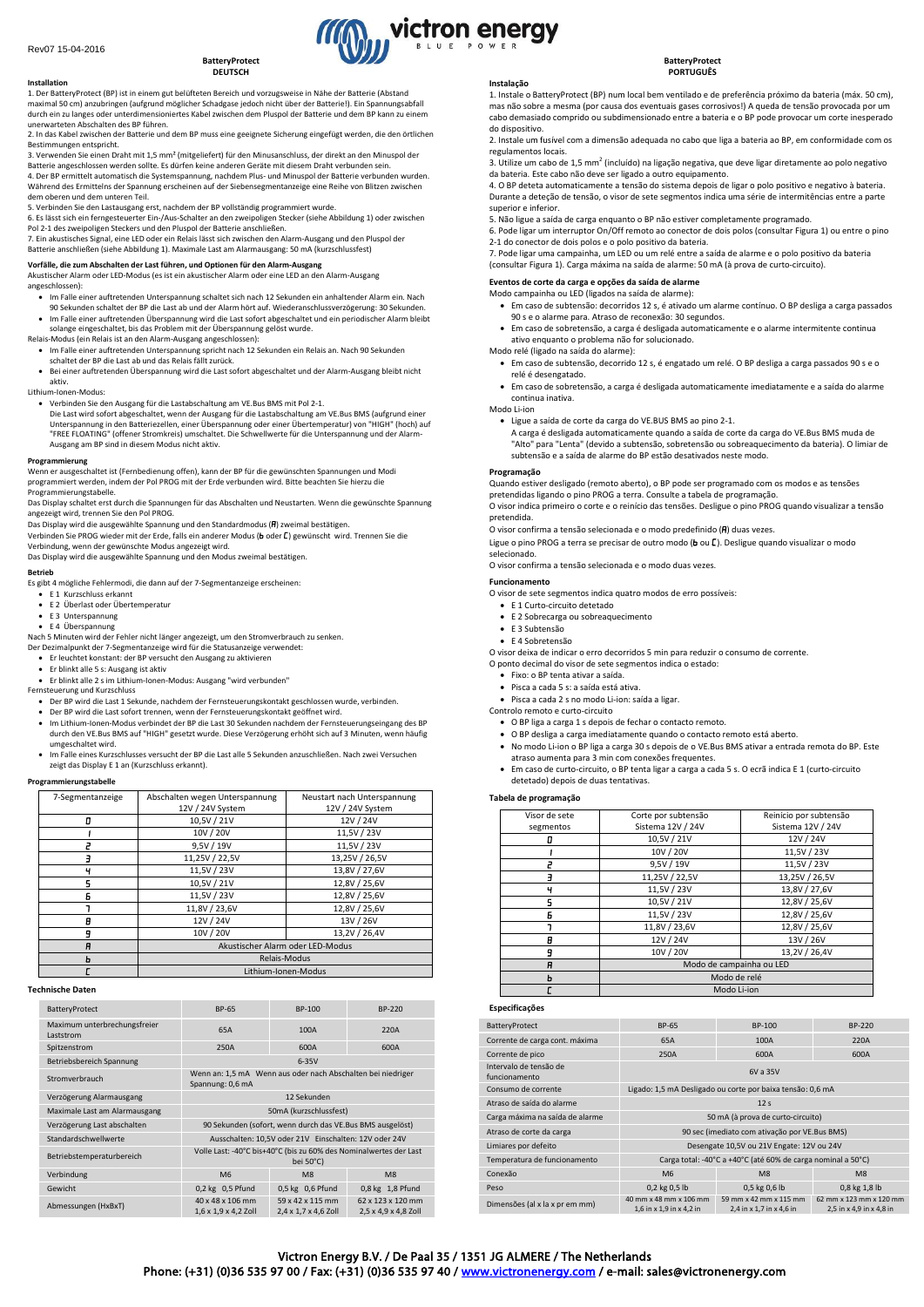Rev07 15-04-2016

## BatteryProtect DEUTSCH

### Installation

1. Der BatteryProtect (BP) ist in einem gut belüfteten Bereich und vorzugsweise in Nähe der Batterie (Abstand maximal 50 cm) anzubringen (aufgrund möglicher Schadgase jedoch nicht über der Batterie!). Ein Spannungsabfall durch ein zu langes oder unterdimensioniertes Kabel zwischen dem Pluspol der Batterie und dem BP kann zu einem unerwarteten Abschalten des BP führen.
2. In das Kabel zwischen der Batterie und dem BP muss eine geeignete Sicherung eingefügt werden, die den örtlichen Bestimmungen entspricht.
3. Verwenden Sie einen Draht mit 1,5 mm² (mitgeliefert) für den Minusanschluss, der direkt an den Minuspol der Batterie angeschlossen werden sollte. Es dürfen keine anderen Geräte mit diesem Draht verbunden sein.
4. Der BP ermittelt automatisch die Systemspannung, nachdem Plus- und Minuspol der Batterie verbunden wurden. Während des Ermittelns der Spannung erscheinen auf der Siebensegmentanzeige eine Reihe von Blitzen zwischen dem oberen und dem unteren Teil.
5. Verbinden Sie den Lastausgang erst, nachdem der BP vollständig programmiert wurde.
6. Es lässt sich ein ferngesteuerter Ein-/Aus-Schalter an den zweipoligen Stecker (siehe Abbildung 1) oder zwischen Pol 2-1 des zweipoligen Steckers und den Pluspol der Batterie anschließen.
7. Ein akustisches Signal, eine LED oder ein Relais lässt sich zwischen den Alarm-Ausgang und den Pluspol der Batterie anschließen (siehe Abbildung 1). Maximale Last am Alarmausgang: 50 mA (kurzschlussfest)

### Vorfälle, die zum Abschalten der Last führen, und Optionen für den Alarm-Ausgang

Akustischer Alarm oder LED-Modus (es ist ein akustischer Alarm oder eine LED an den Alarm-Ausgang angeschlossen):

- Im Falle einer auftretenden Unterspannung schaltet sich nach 12 Sekunden ein anhaltender Alarm ein. Nach 90 Sekunden schaltet der BP die Last ab und der Alarm hört auf. Wiederanschlussverzögerung: 30 Sekunden.
- Im Falle einer auftretenden Überspannung wird die Last sofort abgeschaltet und ein periodischer Alarm bleibt solange eingeschaltet, bis das Problem mit der Überspannung gelöst wurde.

Relais-Modus (ein Relais ist an den Alarm-Ausgang angeschlossen):

- Im Falle einer auftretenden Unterspannung spricht nach 12 Sekunden ein Relais an. Nach 90 Sekunden schaltet der BP die Last ab und das Relais fällt zurück.
- Bei einer auftretenden Überspannung wird die Last sofort abgeschaltet und der Alarm-Ausgang bleibt nicht aktiv.

Lithium-Ionen-Modus:

- Verbinden Sie den Ausgang für die Lastabschaltung am VE.Bus BMS mit Pol 2-1.
  Die Last wird sofort abgeschaltet, wenn der Ausgang für die Lastabschaltung am VE.Bus BMS (aufgrund einer Unterspannung in den Batteriezellen, einer Überspannung oder einer Übertemperatur) von "HIGH" (hoch) auf "FREE FLOATING" (offener Stromkreis) umschaltet. Die Schwellwerte für die Unterspannung und der Alarm-Ausgang am BP sind in diesem Modus nicht aktiv.

### Programmierung

Wenn er ausgeschaltet ist (Fernbedienung offen), kann der BP für die gewünschten Spannungen und Modi programmiert werden, indem der Pol PROG mit der Erde verbunden wird. Bitte beachten Sie hierzu die Programmierungstabelle.

Das Display schaltet erst durch die Spannungen für das Abschalten und Neustarten. Wenn die gewünschte Spannung angezeigt wird, trennen Sie den Pol PROG.

Das Display wird die ausgewählte Spannung und den Standardmodus (A) zweimal bestätigen.

Verbinden Sie PROG wieder mit der Erde, falls ein anderer Modus (b oder C) gewünscht wird. Trennen Sie die Verbindung, wenn der gewünschte Modus angezeigt wird.

Das Display wird die ausgewählte Spannung und den Modus zweimal bestätigen.

### Betrieb

Es gibt 4 mögliche Fehlermodi, die dann auf der 7-Segmentanzeige erscheinen:

- E 1 Kurzschluss erkannt
- E 2 Überlast oder Übertemperatur
- E 3 Unterspannung
- E 4 Überspannung

Nach 5 Minuten wird der Fehler nicht länger angezeigt, um den Stromverbrauch zu senken.

Der Dezimalpunkt der 7-Segmentanzeige wird für die Statusanzeige verwendet:

- Er leuchtet konstant: der BP versucht den Ausgang zu aktivieren
- Er blinkt alle 5 s: Ausgang ist aktiv
- Er blinkt alle 2 s im Lithium-Ionen-Modus: Ausgang "wird verbunden"

Fernsteuerung und Kurzschluss

- Der BP wird die Last 1 Sekunde, nachdem der Fernsteuerungskontakt geschlossen wurde, verbinden.
- Der BP wird die Last sofort trennen, wenn der Fernsteuerungskontakt geöffnet wird.
- Im Lithium-Ionen-Modus verbindet der BP die Last 30 Sekunden nachdem der Fernsteuerungseingang des BP durch den VE.Bus BMS auf "HIGH" gesetzt wurde. Diese Verzögerung erhöht sich auf 3 Minuten, wenn häufig umgeschaltet wird.
- Im Falle eines Kurzschlusses versucht der BP die Last alle 5 Sekunden anzuschließen. Nach zwei Versuchen zeigt das Display E 1 an (Kurzschluss erkannt).

### Programmierungstabelle

| 7-Segmentanzeige | Abschalten wegen Unterspannung 12V / 24V System | Neustart nach Unterspannung 12V / 24V System |
|---|---|---|
| 0 | 10,5V / 21V | 12V / 24V |
| 1 | 10V / 20V | 11,5V / 23V |
| 2 | 9,5V / 19V | 11,5V / 23V |
| 3 | 11,25V / 22,5V | 13,25V / 26,5V |
| 4 | 11,5V / 23V | 13,8V / 27,6V |
| 5 | 10,5V / 21V | 12,8V / 25,6V |
| 6 | 11,5V / 23V | 12,8V / 25,6V |
| 7 | 11,8V / 23,6V | 12,8V / 25,6V |
| 8 | 12V / 24V | 13V / 26V |
| 9 | 10V / 20V | 13,2V / 26,4V |
| A | Akustischer Alarm oder LED-Modus | |
| b | Relais-Modus | |
| C | Lithium-Ionen-Modus | |

### Technische Daten

| BatteryProtect | BP-65 | BP-100 | BP-220 |
|---|---|---|---|
| Maximum unterbrechungsfreier Laststrom | 65A | 100A | 220A |
| Spitzenstrom | 250A | 600A | 600A |
| Betriebsbereich Spannung | 6-35V | | |
| Stromverbrauch | Wenn an: 1,5 mA Wenn aus oder nach Abschalten bei niedriger Spannung: 0,6 mA | | |
| Verzögerung Alarmausgang | 12 Sekunden | | |
| Maximale Last am Alarmausgang | 50mA (kurzschlussfest) | | |
| Verzögerung Last abschalten | 90 Sekunden (sofort, wenn durch das VE.Bus BMS ausgelöst) | | |
| Standardschwellwerte | Ausschalten: 10,5V oder 21V Einschalten: 12V oder 24V | | |
| Betriebstemperaturbereich | Volle Last: -40°C bis+40°C (bis zu 60% des Nominalwertes der Last bei 50°C) | | |
| Verbindung | M6 | M8 | M8 |
| Gewicht | 0,2 kg 0,5 Pfund | 0,5 kg 0,6 Pfund | 0,8 kg 1,8 Pfund |
| Abmessungen (HxBxT) | 40 x 48 x 106 mm 1,6 x 1,9 x 4,2 Zoll | 59 x 42 x 115 mm 2,4 x 1,7 x 4,6 Zoll | 62 x 123 x 120 mm 2,5 x 4,9 x 4,8 Zoll |

## BatteryProtect PORTUGUÊS

### Instalação

1. Instale o BatteryProtect (BP) num local bem ventilado e de preferência próximo da bateria (máx. 50 cm), mas não sobre a mesma (por causa dos eventuais gases corrosivos!) A queda de tensão provocada por um cabo demasiado comprido ou subdimensionado entre a bateria e o BP pode provocar um corte inesperado do dispositivo.
2. Instale um fusível com a dimensão adequada no cabo que liga a bateria ao BP, em conformidade com os regulamentos locais.
3. Utilize um cabo de 1,5 mm² (incluído) na ligação negativa, que deve ligar diretamente ao polo negativo da bateria. Este cabo não deve ser ligado a outro equipamento.
4. O BP deteta automaticamente a tensão do sistema depois de ligar o polo positivo e negativo à bateria. Durante a deteção de tensão, o visor de sete segmentos indica uma série de intermitências entre a parte superior e inferior.
5. Não ligue a saída de carga enquanto o BP não estiver completamente programado.
6. Pode ligar um interruptor On/Off remoto ao conector de dois polos (consultar Figura 1) ou entre o pino 2-1 do conector de dois polos e o polo positivo da bateria.
7. Pode ligar uma campainha, um LED ou um relé entre a saída de alarme e o polo positivo da bateria (consultar Figura 1). Carga máxima na saída de alarme: 50 mA (à prova de curto-circuito).

### Eventos de corte da carga e opções da saída de alarme

Modo campainha ou LED (ligados na saída de alarme):

- Em caso de subtensão: decorridos 12 s, é ativado um alarme contínuo. O BP desliga a carga passados 90 s e o alarme para. Atraso de reconexão: 30 segundos.
- Em caso de sobretensão, a carga é desligada automaticamente e o alarme intermitente continua ativo enquanto o problema não for solucionado.

Modo relé (ligado na saída do alarme):

- Em caso de subtensão, decorrido 12 s, é engatado um relé. O BP desliga a carga passados 90 s e o relé é desengatado.
- Em caso de sobretensão, a carga é desligada automaticamente e imediatamente e a saída do alarme continua inativa.

Modo Li-ion

- Ligue a saída de corte da carga do VE.Bus BMS ao pino 2-1.
  A carga é desligada automaticamente quando a saída de corte da carga do VE.Bus BMS muda de "Alto" para "Lenta" (devido a subtensão, sobretensão ou sobreaquecimento da bateria). O limiar de subtensão e a saída de alarme do BP estão desativados neste modo.

### Programação

Quando estiver desligado (remoto aberto), o BP pode ser programado com os modos e as tensões pretendidas ligando o pino PROG a terra. Consulte a tabela de programação.

O visor indica primeiro o corte e o reinício das tensões. Desligue o pino PROG quando visualizar a tensão pretendida.

O visor confirma a tensão selecionada e o modo predefinido (A) duas vezes.

Ligue o pino PROG a terra se precisar de outro modo (b ou C). Desligue quando visualizar o modo selecionado.

O visor confirma a tensão selecionada e o modo duas vezes.

### Funcionamento

O visor de sete segmentos indica quatro modos de erro possíveis:

- E 1 Curto-circuito detetado
- E 2 Sobrecarga ou sobreaquecimento
- E 3 Subtensão
- E 4 Sobretensão

O visor deixa de indicar o erro decorridos 5 min para reduzir o consumo de corrente.

O ponto decimal do visor de sete segmentos indica o estado:

- Fixo: o BP tenta ativar a saída.
- Pisca a cada 5 s: a saída está ativa.
- Pisca a cada 2 s no modo Li-ion: saída a ligar.

Controlo remoto e curto-circuito

- O BP liga a carga 1 s depois de fechar o contacto remoto.
- O BP desliga a carga imediatamente quando o contacto remoto está aberto.
- No modo Li-ion o BP liga a carga 30 s depois de o VE.Bus BMS ativar a entrada remota do BP. Este atraso aumenta para 3 min com conexões frequentes.
- Em caso de curto-circuito, o BP tenta ligar a carga a cada 5 s. O ecrã indica E 1 (curto-circuito detetado) depois de duas tentativas.

### Tabela de programação

| Visor de sete segmentos | Corte por subtensão Sistema 12V / 24V | Reinício por subtensão Sistema 12V / 24V |
|---|---|---|
| 0 | 10,5V / 21V | 12V / 24V |
| 1 | 10V / 20V | 11,5V / 23V |
| 2 | 9,5V / 19V | 11,5V / 23V |
| 3 | 11,25V / 22,5V | 13,25V / 26,5V |
| 4 | 11,5V / 23V | 13,8V / 27,6V |
| 5 | 10,5V / 21V | 12,8V / 25,6V |
| 6 | 11,5V / 23V | 12,8V / 25,6V |
| 7 | 11,8V / 23,6V | 12,8V / 25,6V |
| 8 | 12V / 24V | 13V / 26V |
| 9 | 10V / 20V | 13,2V / 26,4V |
| A | Modo de campainha ou LED | |
| b | Modo de relé | |
| C | Modo Li-ion | |

### Especificações

| BatteryProtect | BP-65 | BP-100 | BP-220 |
|---|---|---|---|
| Corrente de carga cont. máxima | 65A | 100A | 220A |
| Corrente de pico | 250A | 600A | 600A |
| Intervalo de tensão de funcionamento | 6V a 35V | | |
| Consumo de corrente | Ligado: 1,5 mA Desligado ou corte por baixa tensão: 0,6 mA | | |
| Atraso da saída de alarme | 12 s | | |
| Carga máxima na saída de alarme | 50 mA (à prova de curto-circuito) | | |
| Atraso de corte da carga | 90 sec (imediato com ativação por VE.Bus BMS) | | |
| Limiares por defeito | Desengate 10,5V ou 21V Engate: 12V ou 24V | | |
| Temperatura de funcionamento | Carga total: -40°C a +40°C (até 60% de carga nominal a 50°C) | | |
| Conexão | M6 | M8 | M8 |
| Peso | 0,2 kg 0,5 lb | 0,5 kg 0,6 lb | 0,8 kg 1,8 lb |
| Dimensões (al x la x pr em mm) | 40 mm x 48 mm x 106 mm 1,6 in x 1,9 in x 4,2 in | 59 mm x 42 mm x 115 mm 2,4 in x 1,7 in x 4,6 in | 62 mm x 123 mm x 120 mm 2,5 in x 4,9 in x 4,8 in |

Victron Energy B.V. / De Paal 35 / 1351 JG ALMERE / The Netherlands
Phone: (+31) (0)36 535 97 00 / Fax: (+31) (0)36 535 97 40 / www.victronenergy.com / e-mail: sales@victronenergy.com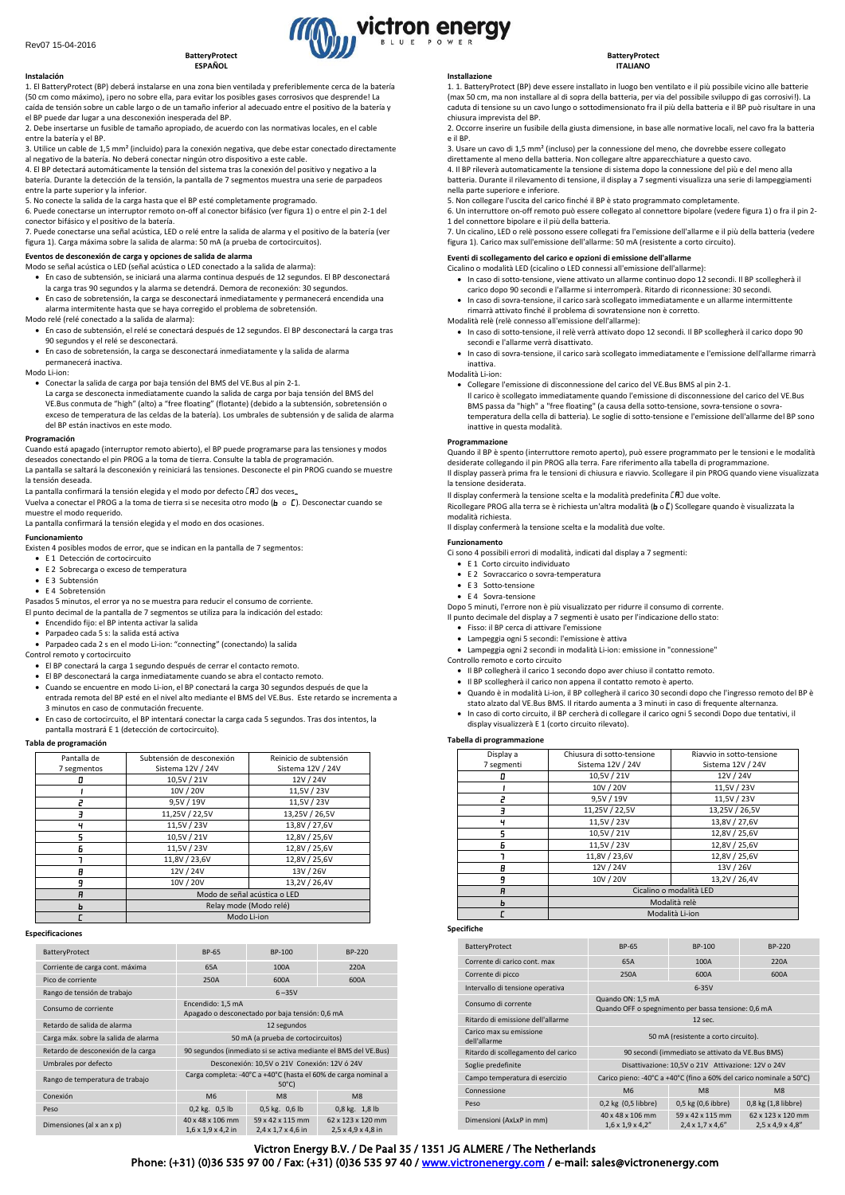Rev07 15-04-2016

# BatteryProtect ESPAÑOL

### Instalación

1. El BatteryProtect (BP) deberá instalarse en una zona bien ventilada y preferiblemente cerca de la batería (50 cm como máximo), ¡pero no sobre ella, para evitar los posibles gases corrosivos que desprende! La caída de tensión sobre un cable largo o de un tamaño inferior al adecuado entre el positivo de la batería y el BP puede dar lugar a una desconexión inesperada del BP.
2. Debe insertarse un fusible de tamaño apropiado, de acuerdo con las normativas locales, en el cable entre la batería y el BP.
3. Utilice un cable de 1,5 mm² (incluido) para la conexión negativa, que debe estar conectado directamente al negativo de la batería. No deberá conectar ningún otro dispositivo a este cable.
4. El BP detectará automáticamente la tensión del sistema tras la conexión del positivo y negativo a la batería. Durante la detección de la tensión, la pantalla de 7 segmentos muestra una serie de parpadeos entre la parte superior y la inferior.
5. No conecte la salida de la carga hasta que el BP esté completamente programado.
6. Puede conectarse un interruptor remoto on-off al conector bifásico (ver figura 1) o entre el pin 2-1 del conector bifásico y el positivo de la batería.
7. Puede conectarse una señal acústica, LED o relé entre la salida de alarma y el positivo de la batería (ver figura 1). Carga máxima sobre la salida de alarma: 50 mA (a prueba de cortocircuitos).

### Eventos de desconexión de carga y opciones de salida de alarma

Modo se señal acústica o LED (señal acústica o LED conectado a la salida de alarma):

- En caso de subtensión, se iniciará una alarma continua después de 12 segundos. El BP desconectará la carga tras 90 segundos y la alarma se detendrá. Demora de reconexión: 30 segundos.
- En caso de sobretensión, la carga se desconectará inmediatamente y permanecerá encendida una alarma intermitente hasta que se haya corregido el problema de sobretensión.

Modo relé (relé conectado a la salida de alarma):

- En caso de subtensión, el relé se conectará después de 12 segundos. El BP desconectará la carga tras 90 segundos y el relé se desconectará.
- En caso de sobretensión, la carga se desconectará inmediatamente y la salida de alarma permanecerá inactiva.

Modo Li-ion:

- Conectar la salida de carga por baja tensión del BMS del VE.Bus al pin 2-1.
  La carga se desconecta inmediatamente cuando la salida de carga por baja tensión del BMS del VE.Bus conmuta de "high" (alto) a "free floating" (flotante) (debido a la subtensión, sobretensión o exceso de temperatura de las celdas de la batería). Los umbrales de subtensión y de salida de alarma del BP están inactivos en este modo.

### Programación

Cuando está apagado (interruptor remoto abierto), el BP puede programarse para las tensiones y modos deseados conectando el pin PROG a la toma de tierra. Consulte la tabla de programación.
La pantalla se saltará la desconexión y reiniciará las tensiones. Desconecte el pin PROG cuando se muestre la tensión deseada.
La pantalla confirmará la tensión elegida y el modo por defecto (A) dos veces.
Vuelva a conectar el PROG a la toma de tierra si se necesita otro modo (b o C). Desconectar cuando se muestre el modo requerido.
La pantalla confirmará la tensión elegida y el modo en dos ocasiones.

### Funcionamiento

Existen 4 posibles modos de error, que se indican en la pantalla de 7 segmentos:

- E 1 Detección de cortocircuito
- E 2 Sobrecarga o exceso de temperatura
- E 3 Subtensión
- E 4 Sobretensión

Pasados 5 minutos, el error ya no se muestra para reducir el consumo de corriente.
El punto decimal de la pantalla de 7 segmentos se utiliza para la indicación del estado:

- Encendido fijo: el BP intenta activar la salida
- Parpadeo cada 5 s: la salida está activa
- Parpadeo cada 2 s en el modo Li-ion: "connecting" (conectando) la salida

Control remoto y cortocircuito

- El BP conectará la carga 1 segundo después de cerrar el contacto remoto.
- El BP desconectará la carga inmediatamente cuando se abra el contacto remoto.
- Cuando se encuentre en modo Li-ion, el BP conectará la carga 30 segundos después de que la entrada remota del BP esté en el nivel alto mediante el BMS del VE.Bus. Este retardo se incrementa a 3 minutos en caso de conmutación frecuente.
- En caso de cortocircuito, el BP intentará conectar la carga cada 5 segundos. Tras dos intentos, la pantalla mostrará E 1 (detección de cortocircuito).

### Tabla de programación

| Pantalla de 7 segmentos | Subtensión de desconexión Sistema 12V / 24V | Reinicio de subtensión Sistema 12V / 24V |
|---|---|---|
| 0 | 10,5V / 21V | 12V / 24V |
| 1 | 10V / 20V | 11,5V / 23V |
| 2 | 9,5V / 19V | 11,5V / 23V |
| 3 | 11,25V / 22,5V | 13,25V / 26,5V |
| 4 | 11,5V / 23V | 13,8V / 27,6V |
| 5 | 10,5V / 21V | 12,8V / 25,6V |
| 6 | 11,5V / 23V | 12,8V / 25,6V |
| 7 | 11,8V / 23,6V | 12,8V / 25,6V |
| 8 | 12V / 24V | 13V / 26V |
| 9 | 10V / 20V | 13,2V / 26,4V |
| A | Modo de señal acústica o LED | |
| b | Relay mode (Modo relé) | |
| C | Modo Li-ion | |

### Especificaciones

| BatteryProtect | BP-65 | BP-100 | BP-220 |
|---|---|---|---|
| Corriente de carga cont. máxima | 65A | 100A | 220A |
| Pico de corriente | 250A | 600A | 600A |
| Rango de tensión de trabajo | 6 –35V | | |
| Consumo de corriente | Encendido: 1,5 mA<br>Apagado o desconectado por baja tensión: 0,6 mA | | |
| Retardo de salida de alarma | 12 segundos | | |
| Carga máx. sobre la salida de alarma | 50 mA (a prueba de cortocircuitos) | | |
| Retardo de desconexión de la carga | 90 segundos (inmediato si se activa mediante el BMS del VE.Bus) | | |
| Umbrales por defecto | Desconexión: 10,5V o 21V Conexión: 12V ó 24V | | |
| Rango de temperatura de trabajo | Carga completa: -40°C a +40°C (hasta el 60% de carga nominal a 50°C) | | |
| Conexión | M6 | M8 | M8 |
| Peso | 0,2 kg. 0,5 lb | 0,5 kg. 0,6 lb | 0,8 kg. 1,8 lb |
| Dimensiones (al x an x p) | 40 x 48 x 106 mm<br>1,6 x 1,9 x 4,2 in | 59 x 42 x 115 mm<br>2,4 x 1,7 x 4,6 in | 62 x 123 x 120 mm<br>2,5 x 4,9 x 4,8 in |

# BatteryProtect ITALIANO

### Installazione

1. 1. BatteryProtect (BP) deve essere installato in luogo ben ventilato e il più possibile vicino alle batterie (max 50 cm, ma non installare al di sopra della batteria, per via del possibile sviluppo di gas corrosivi!). La caduta di tensione su un cavo lungo o sottodimensionato fra il più della batteria e il BP può risultare in una chiusura imprevista del BP.
2. Occorre inserire un fusibile della giusta dimensione, in base alle normative locali, nel cavo fra la batteria e il BP.
3. Usare un cavo di 1,5 mm² (incluso) per la connessione del meno, che dovrebbe essere collegato direttamente al meno della batteria. Non collegare altre apparecchiature a questo cavo.
4. Il BP rileverà automaticamente la tensione di sistema dopo la connessione del più e del meno alla batteria. Durante il rilevamento di tensione, il display a 7 segmenti visualizza una serie di lampeggiamenti nella parte superiore e inferiore.
5. Non collegare l'uscita del carico finché il BP è stato programmato completamente.
6. Un interruttore on-off remoto può essere collegato al connettore bipolare (vedere figura 1) o fra il pin 2-1 del connettore bipolare e il più della batteria.
7. Un cicalino, LED o relè possono essere collegati fra l'emissione dell'allarme e il più della batteria (vedere figura 1). Carico max sull'emissione dell'allarme: 50 mA (resistente a corto circuito).

### Eventi di scollegamento del carico e opzioni di emissione dell'allarme

Cicalino o modalità LED (cicalino o LED connessi all'emissione dell'allarme):

- In caso di sotto-tensione, viene attivato un allarme continuo dopo 12 secondi. Il BP scollegherà il carico dopo 90 secondi e l'allarme si interromperà. Ritardo di riconnessione: 30 secondi.
- In caso di sovra-tensione, il carico sarà scollegato immediatamente e un allarme intermittente rimarrà attivato finché il problema di sovratensione non è corretto.

Modalità relè (relè connesso all'emissione dell'allarme):

- In caso di sotto-tensione, il relè verrà attivato dopo 12 secondi. Il BP scollegherà il carico dopo 90 secondi e l'allarme verrà disattivato.
- In caso di sovra-tensione, il carico sarà scollegato immediatamente e l'emissione dell'allarme rimarrà inattiva.

Modalità Li-ion:

- Collegare l'emissione di disconnessione del carico del VE.Bus BMS al pin 2-1.
  Il carico è scollegato immediatamente quando l'emissione di disconnessione del carico del VE.Bus BMS passa da "high" a "free floating" (a causa della sotto-tensione, sovra-tensione o sovra-temperatura della cella di batteria). Le soglie di sotto-tensione e l'emissione dell'allarme del BP sono inattive in questa modalità.

### Programmazione

Quando il BP è spento (interruttore remoto aperto), può essere programmato per le tensioni e le modalità desiderate collegando il pin PROG alla terra. Fare riferimento alla tabella di programmazione.
Il display passerà prima fra le tensioni di chiusura e riavvio. Scollegare il pin PROG quando viene visualizzata la tensione desiderata.
Il display confermerà la tensione scelta e la modalità predefinita (A) due volte.
Ricollegare PROG alla terra se è richiesta un'altra modalità (b o C) Scollegare quando è visualizzata la modalità richiesta.
Il display confermerà la tensione scelta e la modalità due volte.

### Funzionamento

Ci sono 4 possibili errori di modalità, indicati dal display a 7 segmenti:

- E 1 Corto circuito individuato
- E 2 Sovraccarico o sovra-temperatura
- E 3 Sotto-tensione
- E 4 Sovra-tensione

Dopo 5 minuti, l'errore non è più visualizzato per ridurre il consumo di corrente.
Il punto decimale del display a 7 segmenti è usato per l'indicazione dello stato:

- Fisso: il BP cerca di attivare l'emissione
- Lampeggia ogni 5 secondi: l'emissione è attiva
- Lampeggia ogni 2 secondi in modalità Li-ion: emissione in "connessione"

Controllo remoto e corto circuito

- Il BP collegherà il carico 1 secondo dopo aver chiuso il contatto remoto.
- Il BP scollegherà il carico non appena il contatto remoto è aperto.
- Quando è in modalità Li-ion, il BP collegherà il carico 30 secondi dopo che l'ingresso remoto del BP è stato alzato dal VE.Bus BMS. Il ritardo aumenta a 3 minuti in caso di frequente alternanza.
- In caso di corto circuito, il BP cercherà di collegare il carico ogni 5 secondi Dopo due tentativi, il display visualizzerà E 1 (corto circuito rilevato).

### Tabella di programmazione

| Display a 7 segmenti | Chiusura di sotto-tensione Sistema 12V / 24V | Riavvio in sotto-tensione Sistema 12V / 24V |
|---|---|---|
| 0 | 10,5V / 21V | 12V / 24V |
| 1 | 10V / 20V | 11,5V / 23V |
| 2 | 9,5V / 19V | 11,5V / 23V |
| 3 | 11,25V / 22,5V | 13,25V / 26,5V |
| 4 | 11,5V / 23V | 13,8V / 27,6V |
| 5 | 10,5V / 21V | 12,8V / 25,6V |
| 6 | 11,5V / 23V | 12,8V / 25,6V |
| 7 | 11,8V / 23,6V | 12,8V / 25,6V |
| 8 | 12V / 24V | 13V / 26V |
| 9 | 10V / 20V | 13,2V / 26,4V |
| A | Cicalino o modalità LED | |
| b | Modalità relè | |
| C | Modalità Li-ion | |

### Specifiche

| BatteryProtect | BP-65 | BP-100 | BP-220 |
|---|---|---|---|
| Corrente di carico cont. max | 65A | 100A | 220A |
| Corrente di picco | 250A | 600A | 600A |
| Intervallo di tensione operativa | 6-35V | | |
| Consumo di corrente | Quando ON: 1,5 mA<br>Quando OFF o spegnimento per bassa tensione: 0,6 mA | | |
| Ritardo di emissione dell'allarme | 12 sec. | | |
| Carico max su emissione dell'allarme | 50 mA (resistente a corto circuito). | | |
| Ritardo di scollegamento del carico | 90 secondi (immediato se attivato da VE.Bus BMS) | | |
| Soglie predefinite | Disattivazione: 10,5V o 21V Attivazione: 12V o 24V | | |
| Campo temperatura di esercizio | Carico pieno: -40°C a +40°C (fino a 60% del carico nominale a 50°C) | | |
| Connessione | M6 | M8 | M8 |
| Peso | 0,2 kg (0,5 libbre) | 0,5 kg (0,6 libbre) | 0,8 kg (1,8 libbre) |
| Dimensioni (AxLxP in mm) | 40 x 48 x 106 mm<br>1,6 x 1,9 x 4,2" | 59 x 42 x 115 mm<br>2,4 x 1,7 x 4,6" | 62 x 123 x 120 mm<br>2,5 x 4,9 x 4,8" |

Victron Energy B.V. / De Paal 35 / 1351 JG ALMERE / The Netherlands
Phone: (+31) (0)36 535 97 00 / Fax: (+31) (0)36 535 97 40 / www.victronenergy.com / e-mail: sales@victronenergy.com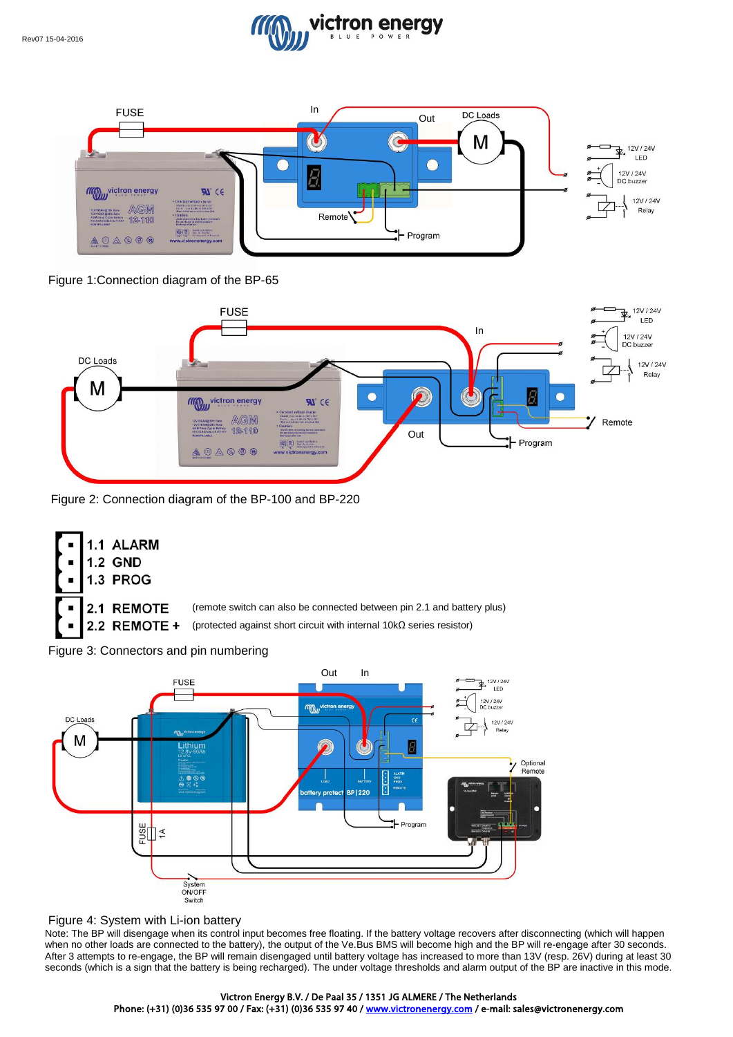Figure 1:Connection diagram of the BP-65

Figure 2: Connection diagram of the BP-100 and BP-220

1.1 ALARM
1.2 GND
1.3 PROG

2.1 REMOTE (remote switch can also be connected between pin 2.1 and battery plus)
2.2 REMOTE + (protected against short circuit with internal 10kΩ series resistor)

Figure 3: Connectors and pin numbering

Figure 4: System with Li-ion battery

Note: The BP will disengage when its control input becomes free floating. If the battery voltage recovers after disconnecting (which will happen when no other loads are connected to the battery), the output of the Ve.Bus BMS will become high and the BP will re-engage after 30 seconds. After 3 attempts to re-engage, the BP will remain disengaged until battery voltage has increased to more than 13V (resp. 26V) during at least 30 seconds (which is a sign that the battery is being recharged). The under voltage thresholds and alarm output of the BP are inactive in this mode.

Victron Energy B.V. / De Paal 35 / 1351 JG ALMERE / The Netherlands
Phone: (+31) (0)36 535 97 00 / Fax: (+31) (0)36 535 97 40 / www.victronenergy.com / e-mail: sales@victronenergy.com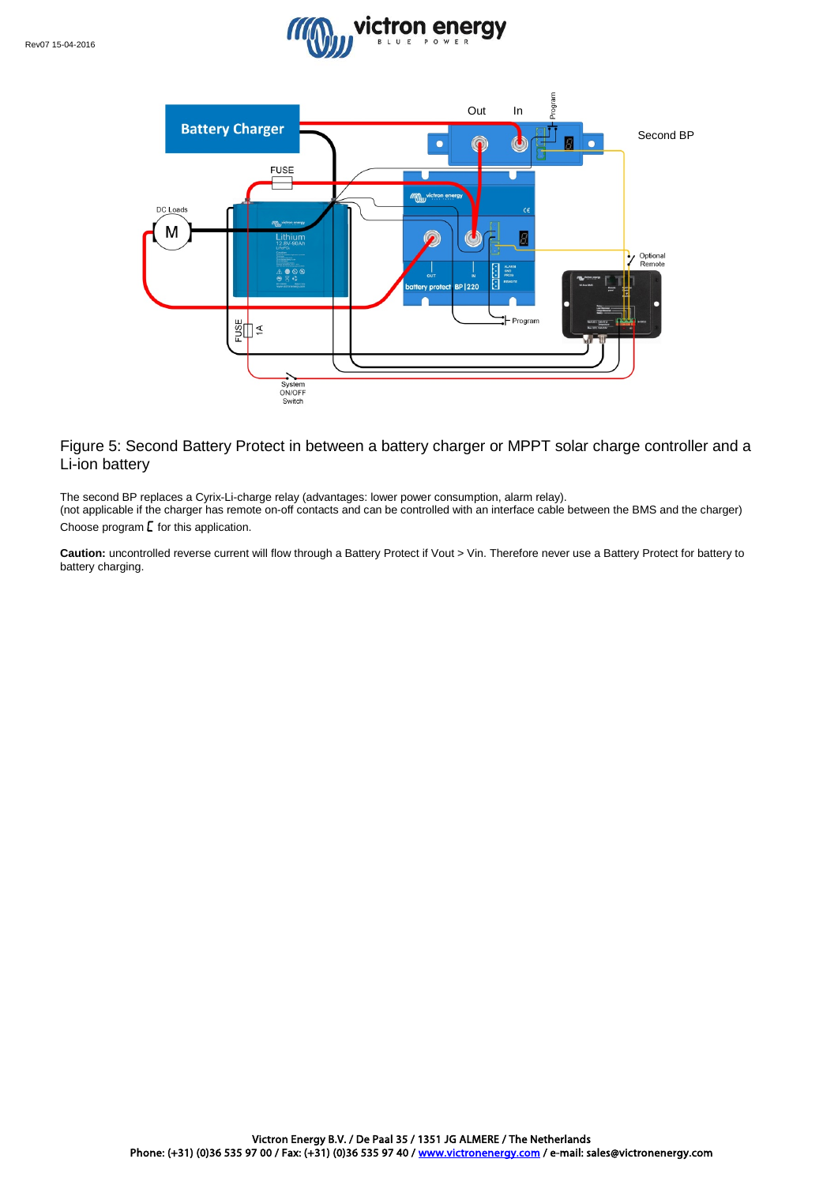Figure 5: Second Battery Protect in between a battery charger or MPPT solar charge controller and a Li-ion battery

The second BP replaces a Cyrix-Li-charge relay (advantages: lower power consumption, alarm relay).
(not applicable if the charger has remote on-off contacts and can be controlled with an interface cable between the BMS and the charger)
Choose program C for this application.

**Caution:** uncontrolled reverse current will flow through a Battery Protect if Vout > Vin. Therefore never use a Battery Protect for battery to battery charging.